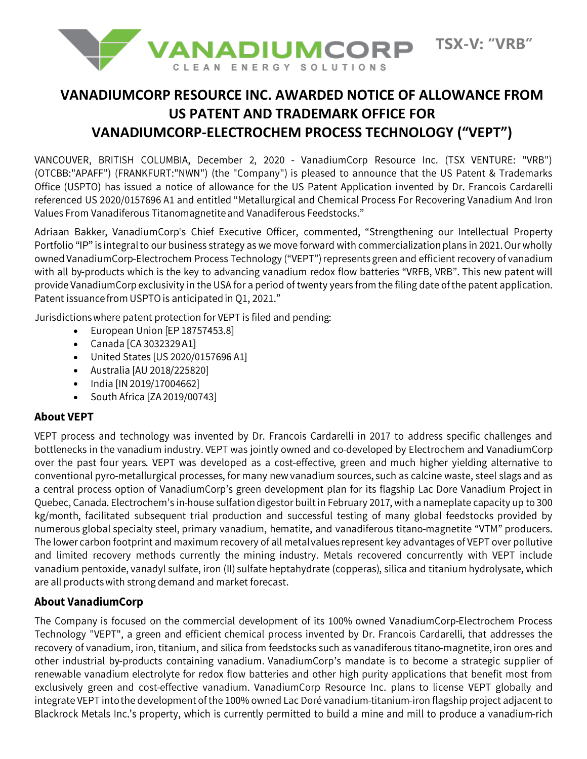VANADIUMCORP
CLEAN ENERGY SOLUTIONS

TSX-V: "VRB"

# VANADIUMCORP RESOURCE INC. AWARDED NOTICE OF ALLOWANCE FROM US PATENT AND TRADEMARK OFFICE FOR VANADIUMCORP-ELECTROCHEM PROCESS TECHNOLOGY ("VEPT")

VANCOUVER, BRITISH COLUMBIA, December 2, 2020 - VanadiumCorp Resource Inc. (TSX VENTURE: "VRB") (OTCBB:"APAFF") (FRANKFURT:"NWN") (the "Company") is pleased to announce that the US Patent & Trademarks Office (USPTO) has issued a notice of allowance for the US Patent Application invented by Dr. Francois Cardarelli referenced US 2020/0157696 A1 and entitled "Metallurgical and Chemical Process For Recovering Vanadium And Iron Values From Vanadiferous Titanomagnetite and Vanadiferous Feedstocks."

Adriaan Bakker, VanadiumCorp's Chief Executive Officer, commented, "Strengthening our Intellectual Property Portfolio "IP" is integral to our business strategy as we move forward with commercialization plans in 2021. Our wholly owned VanadiumCorp-Electrochem Process Technology ("VEPT") represents green and efficient recovery of vanadium with all by-products which is the key to advancing vanadium redox flow batteries "VRFB, VRB". This new patent will provide VanadiumCorp exclusivity in the USA for a period of twenty years from the filing date of the patent application. Patent issuance from USPTO is anticipated in Q1, 2021."

Jurisdictions where patent protection for VEPT is filed and pending:

- European Union [EP 18757453.8]
- Canada [CA 3032329 A1]
- United States [US 2020/0157696 A1]
- Australia [AU 2018/225820]
- India [IN 2019/17004662]
- South Africa [ZA 2019/00743]

## About VEPT

VEPT process and technology was invented by Dr. Francois Cardarelli in 2017 to address specific challenges and bottlenecks in the vanadium industry. VEPT was jointly owned and co-developed by Electrochem and VanadiumCorp over the past four years. VEPT was developed as a cost-effective, green and much higher yielding alternative to conventional pyro-metallurgical processes, for many new vanadium sources, such as calcine waste, steel slags and as a central process option of VanadiumCorp's green development plan for its flagship Lac Dore Vanadium Project in Quebec, Canada. Electrochem's in-house sulfation digestor built in February 2017, with a nameplate capacity up to 300 kg/month, facilitated subsequent trial production and successful testing of many global feedstocks provided by numerous global specialty steel, primary vanadium, hematite, and vanadiferous titano-magnetite "VTM" producers. The lower carbon footprint and maximum recovery of all metal values represent key advantages of VEPT over pollutive and limited recovery methods currently the mining industry. Metals recovered concurrently with VEPT include vanadium pentoxide, vanadyl sulfate, iron (II) sulfate heptahydrate (copperas), silica and titanium hydrolysate, which are all products with strong demand and market forecast.

## About VanadiumCorp

The Company is focused on the commercial development of its 100% owned VanadiumCorp-Electrochem Process Technology "VEPT", a green and efficient chemical process invented by Dr. Francois Cardarelli, that addresses the recovery of vanadium, iron, titanium, and silica from feedstocks such as vanadiferous titano-magnetite, iron ores and other industrial by-products containing vanadium. VanadiumCorp's mandate is to become a strategic supplier of renewable vanadium electrolyte for redox flow batteries and other high purity applications that benefit most from exclusively green and cost-effective vanadium. VanadiumCorp Resource Inc. plans to license VEPT globally and integrate VEPT into the development of the 100% owned Lac Doré vanadium-titanium-iron flagship project adjacent to Blackrock Metals Inc.'s property, which is currently permitted to build a mine and mill to produce a vanadium-rich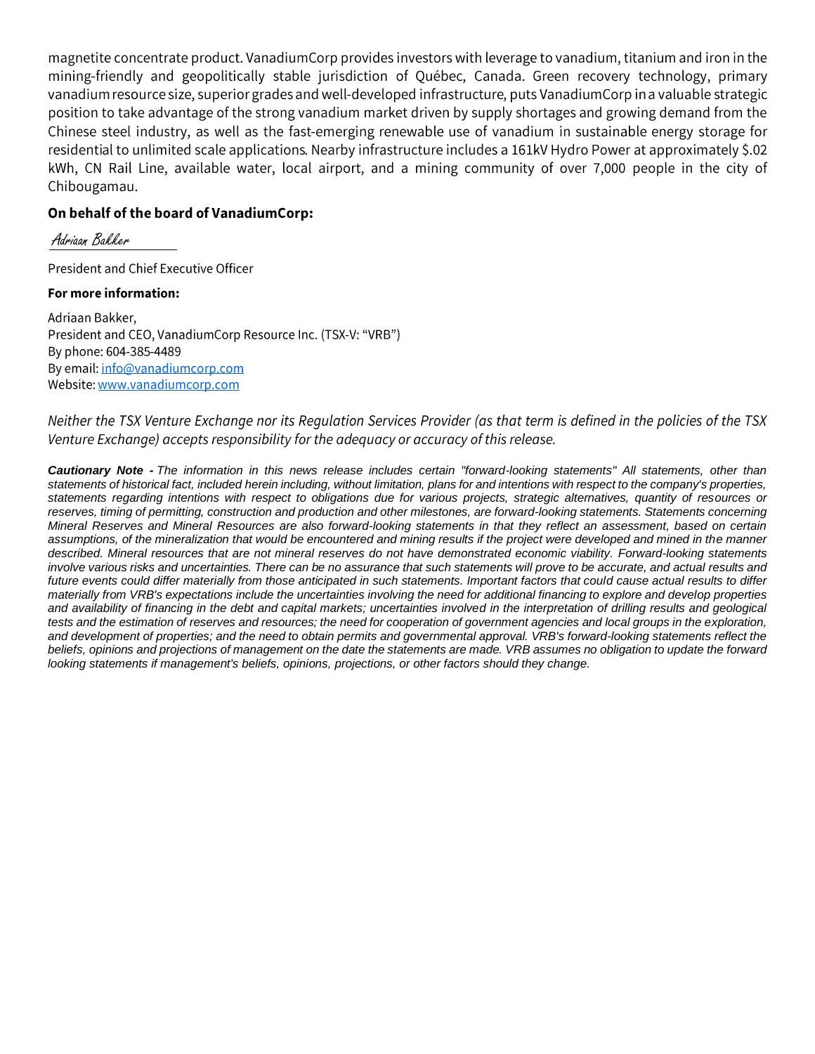magnetite concentrate product. VanadiumCorp provides investors with leverage to vanadium, titanium and iron in the mining-friendly and geopolitically stable jurisdiction of Québec, Canada. Green recovery technology, primary vanadium resource size, superior grades and well-developed infrastructure, puts VanadiumCorp in a valuable strategic position to take advantage of the strong vanadium market driven by supply shortages and growing demand from the Chinese steel industry, as well as the fast-emerging renewable use of vanadium in sustainable energy storage for residential to unlimited scale applications. Nearby infrastructure includes a 161kV Hydro Power at approximately $.02 kWh, CN Rail Line, available water, local airport, and a mining community of over 7,000 people in the city of Chibougamau.

**On behalf of the board of VanadiumCorp:**

*Adriaan Bakker*

President and Chief Executive Officer

**For more information:**

Adriaan Bakker,
President and CEO, VanadiumCorp Resource Inc. (TSX-V: "VRB")
By phone: 604-385-4489
By email: info@vanadiumcorp.com
Website: www.vanadiumcorp.com

*Neither the TSX Venture Exchange nor its Regulation Services Provider (as that term is defined in the policies of the TSX Venture Exchange) accepts responsibility for the adequacy or accuracy of this release.*

***Cautionary Note -*** *The information in this news release includes certain "forward-looking statements" All statements, other than statements of historical fact, included herein including, without limitation, plans for and intentions with respect to the company's properties, statements regarding intentions with respect to obligations due for various projects, strategic alternatives, quantity of resources or reserves, timing of permitting, construction and production and other milestones, are forward-looking statements. Statements concerning Mineral Reserves and Mineral Resources are also forward-looking statements in that they reflect an assessment, based on certain assumptions, of the mineralization that would be encountered and mining results if the project were developed and mined in the manner described. Mineral resources that are not mineral reserves do not have demonstrated economic viability. Forward-looking statements involve various risks and uncertainties. There can be no assurance that such statements will prove to be accurate, and actual results and future events could differ materially from those anticipated in such statements. Important factors that could cause actual results to differ materially from VRB's expectations include the uncertainties involving the need for additional financing to explore and develop properties and availability of financing in the debt and capital markets; uncertainties involved in the interpretation of drilling results and geological tests and the estimation of reserves and resources; the need for cooperation of government agencies and local groups in the exploration, and development of properties; and the need to obtain permits and governmental approval. VRB's forward-looking statements reflect the beliefs, opinions and projections of management on the date the statements are made. VRB assumes no obligation to update the forward looking statements if management's beliefs, opinions, projections, or other factors should they change.*